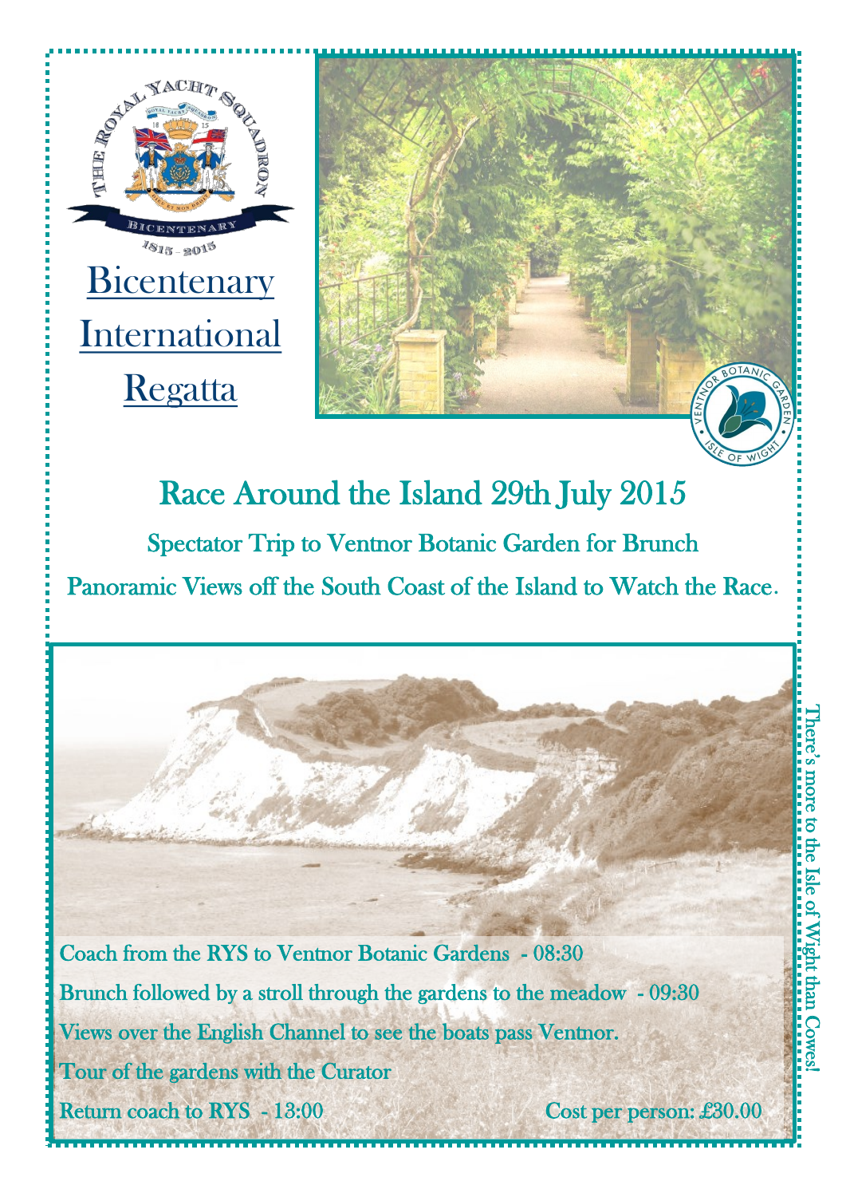# Bicentenary International Regatta

## Race Around the Island 29th July 2015

### Spectator Trip to Ventnor Botanic Garden for Brunch

### Panoramic Views off the South Coast of the Island to Watch the Race.

Coach from the RYS to Ventnor Botanic Gardens - 08:30

Brunch followed by a stroll through the gardens to the meadow - 09:30

Views over the English Channel to see the boats pass Ventnor.

Tour of the gardens with the Curator

Return coach to RYS - 13:00

Cost per person: £30.00

There's more to the Isle of Wight than Cowes!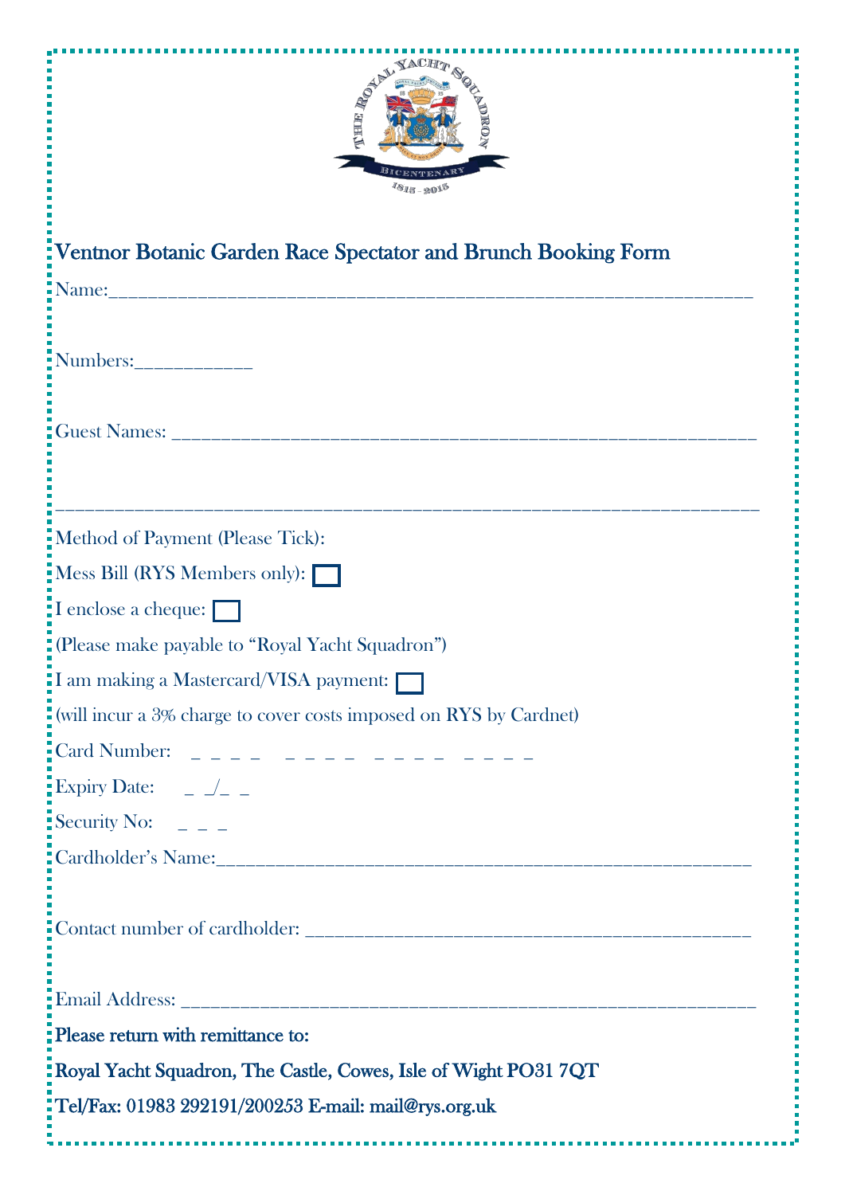# Ventnor Botanic Garden Race Spectator and Brunch Booking Form

Name:_______________________________________________________________

Numbers:___________

Guest Names: ____________________________________________________________

______________________________________________________________________

Method of Payment (Please Tick):

Mess Bill (RYS Members only): ☐

I enclose a cheque: ☐

(Please make payable to "Royal Yacht Squadron")

I am making a Mastercard/VISA payment: ☐

(will incur a 3% charge to cover costs imposed on RYS by Cardnet)

Card Number: _ _ _ _ _ _ _ _ _ _ _ _ _ _ _ _

Expiry Date: _ _/_ _

Security No: _ _ _

Cardholder's Name:_______________________________________________________

Contact number of cardholder: ____________________________________________

Email Address: __________________________________________________________

**Please return with remittance to:**

**Royal Yacht Squadron, The Castle, Cowes, Isle of Wight PO31 7QT**

**Tel/Fax: 01983 292191/200253 E-mail: mail@rys.org.uk**